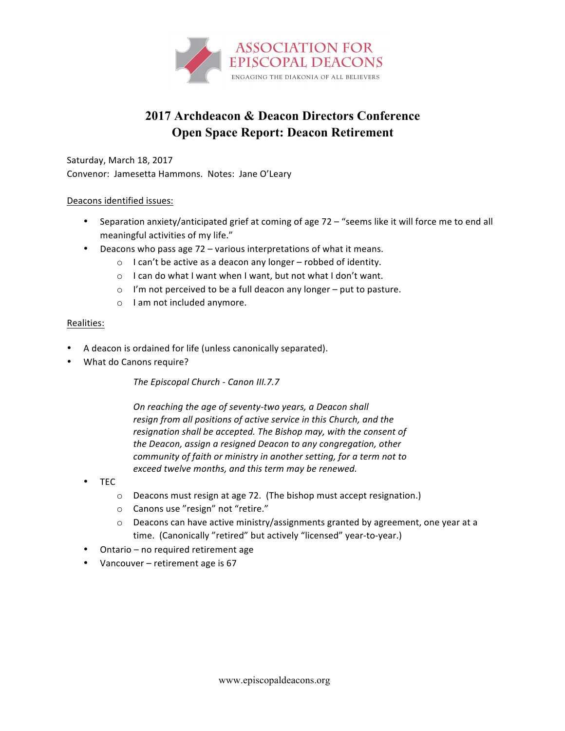ASSOCIATION FOR EPISCOPAL DEACONS

ENGAGING THE DIAKONIA OF ALL BELIEVERS

# 2017 Archdeacon & Deacon Directors Conference
# Open Space Report: Deacon Retirement

Saturday, March 18, 2017
Convenor: Jamesetta Hammons. Notes: Jane O'Leary

Deacons identified issues:

- Separation anxiety/anticipated grief at coming of age 72 – "seems like it will force me to end all meaningful activities of my life."
- Deacons who pass age 72 – various interpretations of what it means.
  - I can't be active as a deacon any longer – robbed of identity.
  - I can do what I want when I want, but not what I don't want.
  - I'm not perceived to be a full deacon any longer – put to pasture.
  - I am not included anymore.

Realities:

- A deacon is ordained for life (unless canonically separated).
- What do Canons require?

  *The Episcopal Church - Canon III.7.7*

  *On reaching the age of seventy-two years, a Deacon shall resign from all positions of active service in this Church, and the resignation shall be accepted. The Bishop may, with the consent of the Deacon, assign a resigned Deacon to any congregation, other community of faith or ministry in another setting, for a term not to exceed twelve months, and this term may be renewed.*

- TEC
  - Deacons must resign at age 72. (The bishop must accept resignation.)
  - Canons use "resign" not "retire."
  - Deacons can have active ministry/assignments granted by agreement, one year at a time. (Canonically "retired" but actively "licensed" year-to-year.)
- Ontario – no required retirement age
- Vancouver – retirement age is 67

www.episcopaldeacons.org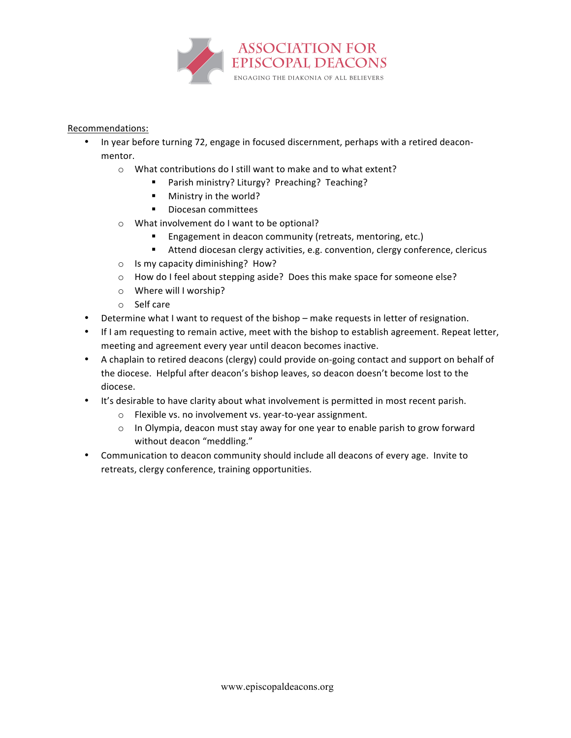Recommendations:

- In year before turning 72, engage in focused discernment, perhaps with a retired deacon-mentor.
  - What contributions do I still want to make and to what extent?
    - Parish ministry? Liturgy? Preaching? Teaching?
    - Ministry in the world?
    - Diocesan committees
  - What involvement do I want to be optional?
    - Engagement in deacon community (retreats, mentoring, etc.)
    - Attend diocesan clergy activities, e.g. convention, clergy conference, clericus
  - Is my capacity diminishing? How?
  - How do I feel about stepping aside? Does this make space for someone else?
  - Where will I worship?
  - Self care
- Determine what I want to request of the bishop – make requests in letter of resignation.
- If I am requesting to remain active, meet with the bishop to establish agreement. Repeat letter, meeting and agreement every year until deacon becomes inactive.
- A chaplain to retired deacons (clergy) could provide on-going contact and support on behalf of the diocese. Helpful after deacon's bishop leaves, so deacon doesn't become lost to the diocese.
- It's desirable to have clarity about what involvement is permitted in most recent parish.
  - Flexible vs. no involvement vs. year-to-year assignment.
  - In Olympia, deacon must stay away for one year to enable parish to grow forward without deacon "meddling."
- Communication to deacon community should include all deacons of every age. Invite to retreats, clergy conference, training opportunities.